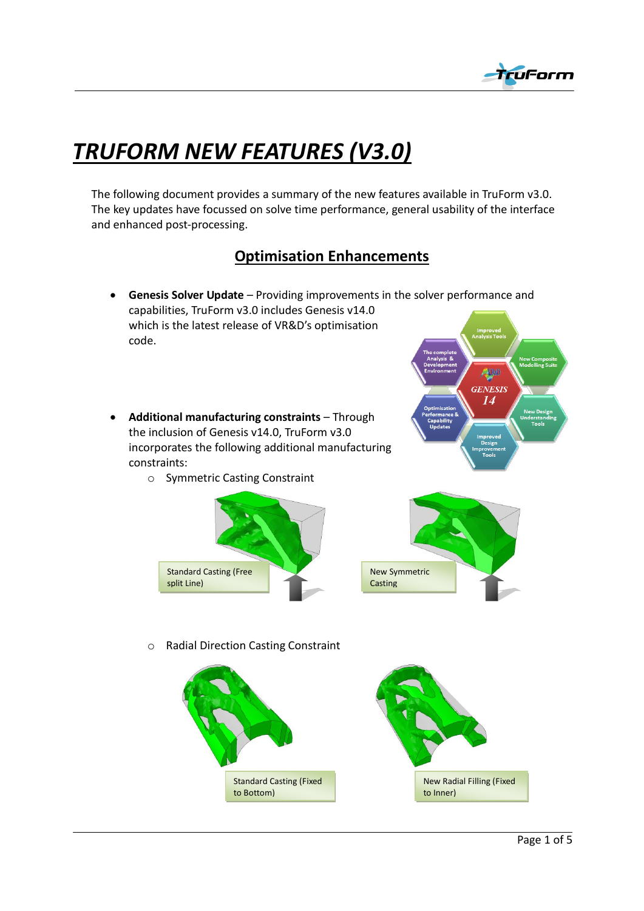# TRUFORM NEW FEATURES (V3.0)

The following document provides a summary of the new features available in TruForm v3.0. The key updates have focussed on solve time performance, general usability of the interface and enhanced post-processing.

## Optimisation Enhancements

- **Genesis Solver Update** – Providing improvements in the solver performance and capabilities, TruForm v3.0 includes Genesis v14.0 which is the latest release of VR&D's optimisation code.

- **Additional manufacturing constraints** – Through the inclusion of Genesis v14.0, TruForm v3.0 incorporates the following additional manufacturing constraints:
  - Symmetric Casting Constraint

    Standard Casting (Free split Line)

    New Symmetric Casting

  - Radial Direction Casting Constraint

    Standard Casting (Fixed to Bottom)

    New Radial Filling (Fixed to Inner)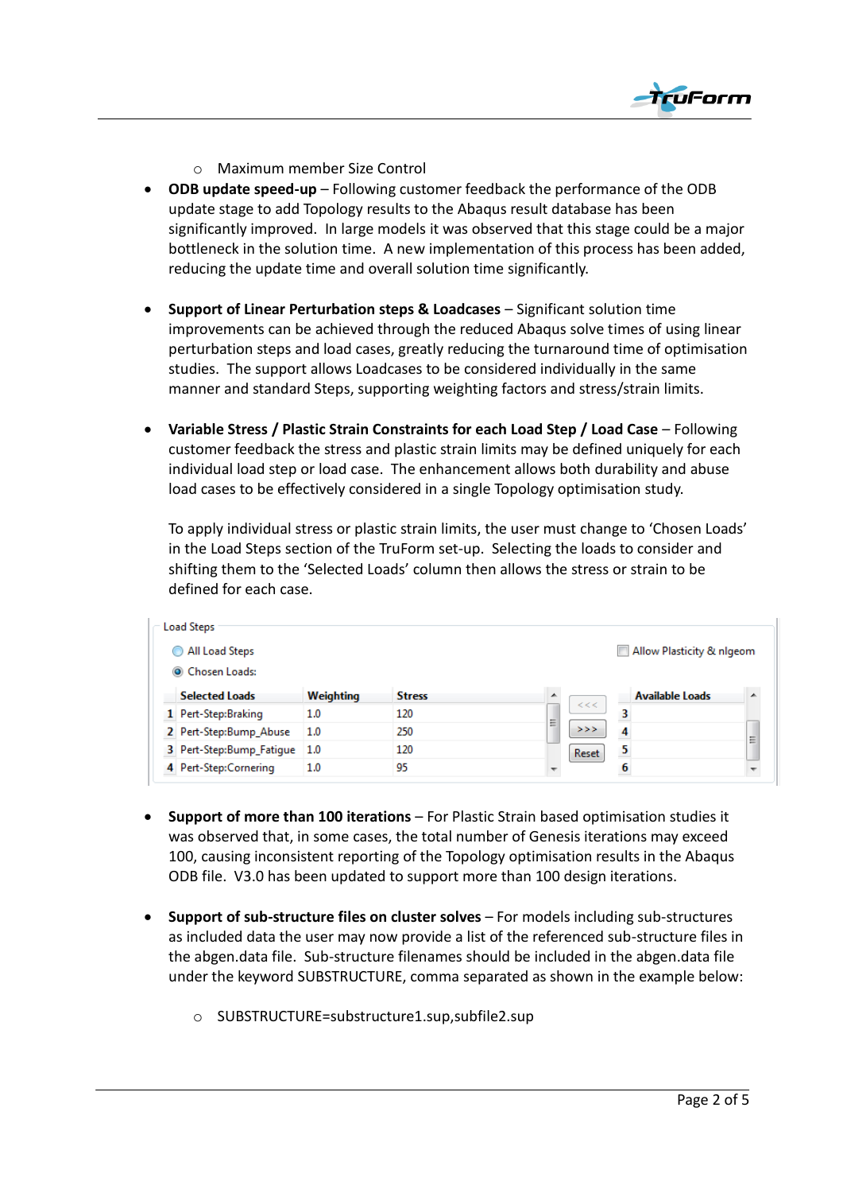- Maximum member Size Control

- **ODB update speed-up** – Following customer feedback the performance of the ODB update stage to add Topology results to the Abaqus result database has been significantly improved. In large models it was observed that this stage could be a major bottleneck in the solution time. A new implementation of this process has been added, reducing the update time and overall solution time significantly.

- **Support of Linear Perturbation steps & Loadcases** – Significant solution time improvements can be achieved through the reduced Abaqus solve times of using linear perturbation steps and load cases, greatly reducing the turnaround time of optimisation studies. The support allows Loadcases to be considered individually in the same manner and standard Steps, supporting weighting factors and stress/strain limits.

- **Variable Stress / Plastic Strain Constraints for each Load Step / Load Case** – Following customer feedback the stress and plastic strain limits may be defined uniquely for each individual load step or load case. The enhancement allows both durability and abuse load cases to be effectively considered in a single Topology optimisation study.

  To apply individual stress or plastic strain limits, the user must change to 'Chosen Loads' in the Load Steps section of the TruForm set-up. Selecting the loads to consider and shifting them to the 'Selected Loads' column then allows the stress or strain to be defined for each case.

Load Steps

- All Load Steps
- Chosen Loads:

Allow Plasticity & nlgeom

| | Selected Loads | Weighting | Stress |
|---|---|---|---|
| 1 | Pert-Step:Braking | 1.0 | 120 |
| 2 | Pert-Step:Bump_Abuse | 1.0 | 250 |
| 3 | Pert-Step:Bump_Fatigue | 1.0 | 120 |
| 4 | Pert-Step:Cornering | 1.0 | 95 |

<<< >>> Reset

| | Available Loads |
|---|---|
| 3 | |
| 4 | |
| 5 | |
| 6 | |

- **Support of more than 100 iterations** – For Plastic Strain based optimisation studies it was observed that, in some cases, the total number of Genesis iterations may exceed 100, causing inconsistent reporting of the Topology optimisation results in the Abaqus ODB file. V3.0 has been updated to support more than 100 design iterations.

- **Support of sub-structure files on cluster solves** – For models including sub-structures as included data the user may now provide a list of the referenced sub-structure files in the abgen.data file. Sub-structure filenames should be included in the abgen.data file under the keyword SUBSTRUCTURE, comma separated as shown in the example below:

   - SUBSTRUCTURE=substructure1.sup,subfile2.sup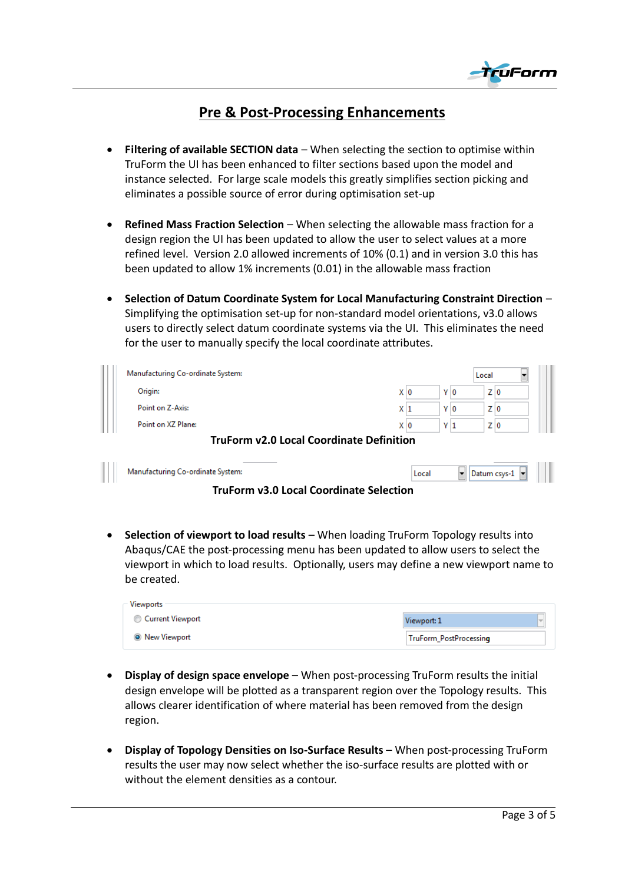# Pre & Post-Processing Enhancements

- **Filtering of available SECTION data** – When selecting the section to optimise within TruForm the UI has been enhanced to filter sections based upon the model and instance selected. For large scale models this greatly simplifies section picking and eliminates a possible source of error during optimisation set-up

- **Refined Mass Fraction Selection** – When selecting the allowable mass fraction for a design region the UI has been updated to allow the user to select values at a more refined level. Version 2.0 allowed increments of 10% (0.1) and in version 3.0 this has been updated to allow 1% increments (0.01) in the allowable mass fraction

- **Selection of Datum Coordinate System for Local Manufacturing Constraint Direction** – Simplifying the optimisation set-up for non-standard model orientations, v3.0 allows users to directly select datum coordinate systems via the UI. This eliminates the need for the user to manually specify the local coordinate attributes.

| Manufacturing Co-ordinate System: | Local | | |
|---|---|---|---|
| Origin: | X 0 | Y 0 | Z 0 |
| Point on Z-Axis: | X 1 | Y 0 | Z 0 |
| Point on XZ Plane: | X 0 | Y 1 | Z 0 |

**TruForm v2.0 Local Coordinate Definition**

| Manufacturing Co-ordinate System: | Local | Datum csys-1 |
|---|---|---|

**TruForm v3.0 Local Coordinate Selection**

- **Selection of viewport to load results** – When loading TruForm Topology results into Abaqus/CAE the post-processing menu has been updated to allow users to select the viewport in which to load results. Optionally, users may define a new viewport name to be created.

| Viewports | |
|---|---|
| Current Viewport | Viewport: 1 |
| New Viewport | TruForm_PostProcessing |

- **Display of design space envelope** – When post-processing TruForm results the initial design envelope will be plotted as a transparent region over the Topology results. This allows clearer identification of where material has been removed from the design region.

- **Display of Topology Densities on Iso-Surface Results** – When post-processing TruForm results the user may now select whether the iso-surface results are plotted with or without the element densities as a contour.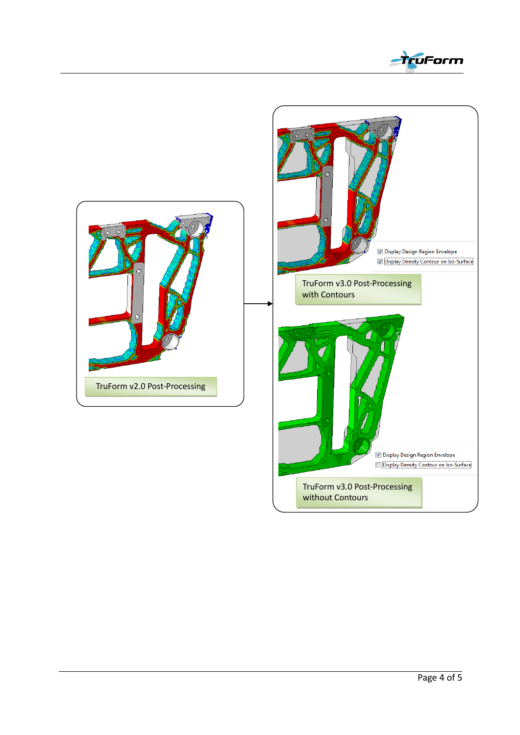TruForm v2.0 Post-Processing

TruForm v3.0 Post-Processing with Contours

☑ Display Design Region Envelope
☑ Display Density Contour on Iso-Surface

TruForm v3.0 Post-Processing without Contours

☑ Display Design Region Envelope
☐ Display Density Contour on Iso-Surface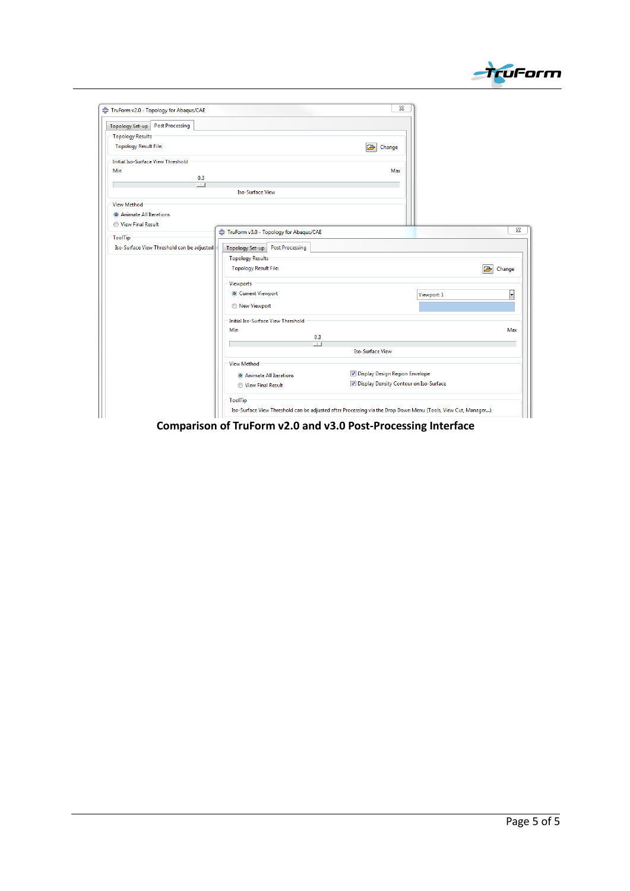**Comparison of TruForm v2.0 and v3.0 Post-Processing Interface**